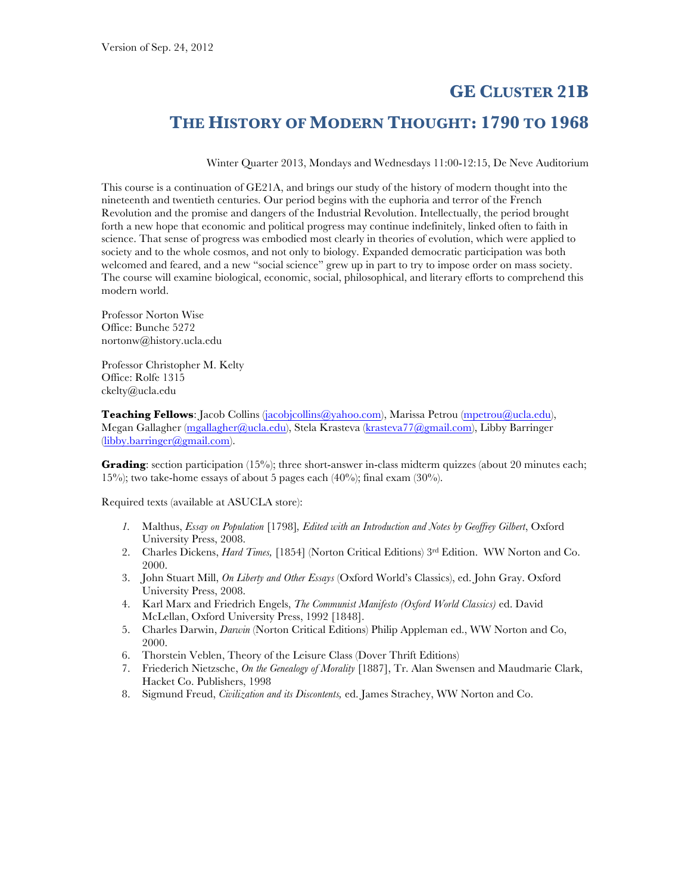Version of Sep. 24, 2012

# GE Cluster 21B

# The History of Modern Thought: 1790 to 1968

Winter Quarter 2013, Mondays and Wednesdays 11:00-12:15, De Neve Auditorium

This course is a continuation of GE21A, and brings our study of the history of modern thought into the nineteenth and twentieth centuries. Our period begins with the euphoria and terror of the French Revolution and the promise and dangers of the Industrial Revolution. Intellectually, the period brought forth a new hope that economic and political progress may continue indefinitely, linked often to faith in science. That sense of progress was embodied most clearly in theories of evolution, which were applied to society and to the whole cosmos, and not only to biology. Expanded democratic participation was both welcomed and feared, and a new "social science" grew up in part to try to impose order on mass society. The course will examine biological, economic, social, philosophical, and literary efforts to comprehend this modern world.

Professor Norton Wise
Office: Bunche 5272
nortonw@history.ucla.edu

Professor Christopher M. Kelty
Office: Rolfe 1315
ckelty@ucla.edu

**Teaching Fellows**: Jacob Collins (jacobjcollins@yahoo.com), Marissa Petrou (mpetrou@ucla.edu), Megan Gallagher (mgallagher@ucla.edu), Stela Krasteva (krasteva77@gmail.com), Libby Barringer (libby.barringer@gmail.com).

**Grading**: section participation (15%); three short-answer in-class midterm quizzes (about 20 minutes each; 15%); two take-home essays of about 5 pages each (40%); final exam (30%).

Required texts (available at ASUCLA store):

1. Malthus, *Essay on Population* [1798], *Edited with an Introduction and Notes by Geoffrey Gilbert*, Oxford University Press, 2008.
2. Charles Dickens, *Hard Times,* [1854] (Norton Critical Editions) 3rd Edition. WW Norton and Co. 2000.
3. John Stuart Mill, *On Liberty and Other Essays* (Oxford World's Classics), ed. John Gray. Oxford University Press, 2008.
4. Karl Marx and Friedrich Engels, *The Communist Manifesto (Oxford World Classics)* ed. David McLellan, Oxford University Press, 1992 [1848].
5. Charles Darwin, *Darwin* (Norton Critical Editions) Philip Appleman ed., WW Norton and Co, 2000.
6. Thorstein Veblen, Theory of the Leisure Class (Dover Thrift Editions)
7. Friederich Nietzsche, *On the Genealogy of Morality* [1887], Tr. Alan Swensen and Maudmarie Clark, Hacket Co. Publishers, 1998
8. Sigmund Freud, *Civilization and its Discontents,* ed. James Strachey, WW Norton and Co.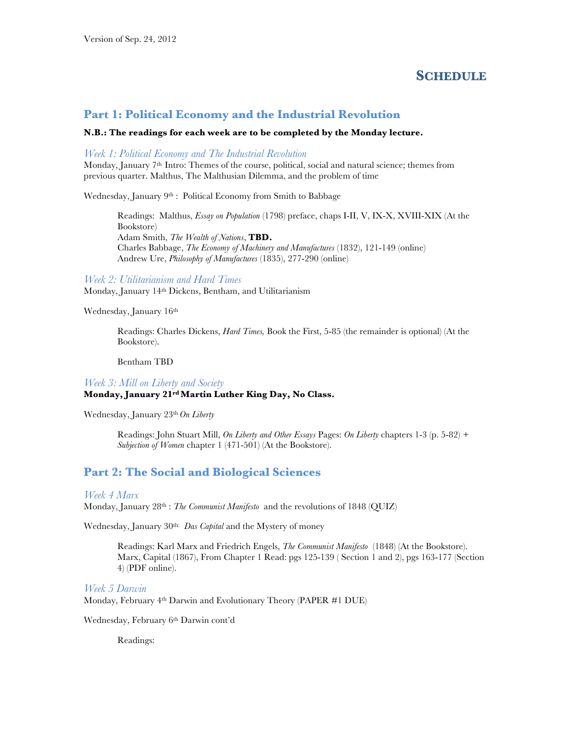Version of Sep. 24, 2012

# SCHEDULE

## Part 1: Political Economy and the Industrial Revolution

**N.B.: The readings for each week are to be completed by the Monday lecture.**

### *Week 1: Political Economy and The Industrial Revolution*

Monday, January 7th Intro: Themes of the course, political, social and natural science; themes from previous quarter. Malthus, The Malthusian Dilemma, and the problem of time

Wednesday, January 9th : Political Economy from Smith to Babbage

> Readings: Malthus, *Essay on Population* (1798) preface, chaps I-II, V, IX-X, XVIII-XIX (At the Bookstore)
> Adam Smith, *The Wealth of Nations*, **TBD.**
> Charles Babbage, *The Economy of Machinery and Manufactures* (1832), 121-149 (online)
> Andrew Ure, *Philosophy of Manufactures* (1835), 277-290 (online)

### *Week 2: Utilitarianism and Hard Times*

Monday, January 14th Dickens, Bentham, and Utilitarianism

Wednesday, January 16th

> Readings: Charles Dickens, *Hard Times,* Book the First, 5-85 (the remainder is optional) (At the Bookstore).
>
> Bentham TBD

### *Week 3: Mill on Liberty and Society*

**Monday, January 21rd Martin Luther King Day, No Class.**

Wednesday, January 23th *On Liberty*

> Readings: John Stuart Mill, *On Liberty and Other Essays* Pages: *On Liberty* chapters 1-3 (p. 5-82) + *Subjection of Women* chapter 1 (471-501) (At the Bookstore).

## Part 2: The Social and Biological Sciences

### *Week 4 Marx*

Monday, January 28th : *The Communist Manifesto* and the revolutions of 1848 (QUIZ)

Wednesday, January 30th: *Das Capital* and the Mystery of money

> Readings: Karl Marx and Friedrich Engels, *The Communist Manifesto* (1848) (At the Bookstore).
> Marx, Capital (1867), From Chapter 1 Read: pgs 125-139 ( Section 1 and 2), pgs 163-177 (Section 4) (PDF online).

### *Week 5 Darwin*

Monday, February 4th Darwin and Evolutionary Theory (PAPER #1 DUE)

Wednesday, February 6th Darwin cont'd

> Readings: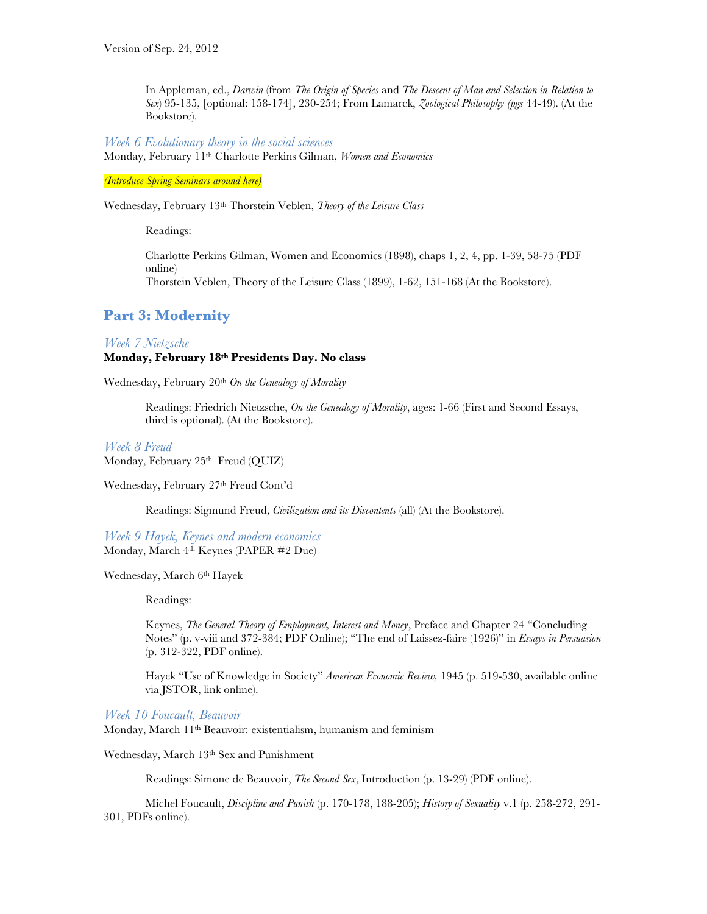In Appleman, ed., *Darwin* (from *The Origin of Species* and *The Descent of Man and Selection in Relation to Sex*) 95-135, [optional: 158-174], 230-254; From Lamarck, *Zoological Philosophy (pgs* 44-49). (At the Bookstore).

### *Week 6 Evolutionary theory in the social sciences*

Monday, February 11th Charlotte Perkins Gilman, *Women and Economics*

*(Introduce Spring Seminars around here)*

Wednesday, February 13th Thorstein Veblen, *Theory of the Leisure Class*

Readings:

Charlotte Perkins Gilman, Women and Economics (1898), chaps 1, 2, 4, pp. 1-39, 58-75 (PDF online)
Thorstein Veblen, Theory of the Leisure Class (1899), 1-62, 151-168 (At the Bookstore).

## Part 3: Modernity

### *Week 7 Nietzsche*

**Monday, February 18th Presidents Day. No class**

Wednesday, February 20th *On the Genealogy of Morality*

Readings: Friedrich Nietzsche, *On the Genealogy of Morality*, ages: 1-66 (First and Second Essays, third is optional). (At the Bookstore).

### *Week 8 Freud*

Monday, February 25th Freud (QUIZ)

Wednesday, February 27th Freud Cont'd

Readings: Sigmund Freud, *Civilization and its Discontents* (all) (At the Bookstore).

### *Week 9 Hayek, Keynes and modern economics*

Monday, March 4th Keynes (PAPER #2 Due)

Wednesday, March 6th Hayek

Readings:

Keynes, *The General Theory of Employment, Interest and Money*, Preface and Chapter 24 "Concluding Notes" (p. v-viii and 372-384; PDF Online); "The end of Laissez-faire (1926)" in *Essays in Persuasion* (p. 312-322, PDF online).

Hayek "Use of Knowledge in Society" *American Economic Review,* 1945 (p. 519-530, available online via JSTOR, link online).

### *Week 10 Foucault, Beauvoir*

Monday, March 11th Beauvoir: existentialism, humanism and feminism

Wednesday, March 13th Sex and Punishment

Readings: Simone de Beauvoir, *The Second Sex*, Introduction (p. 13-29) (PDF online).

Michel Foucault, *Discipline and Punish* (p. 170-178, 188-205); *History of Sexuality* v.1 (p. 258-272, 291-301, PDFs online).